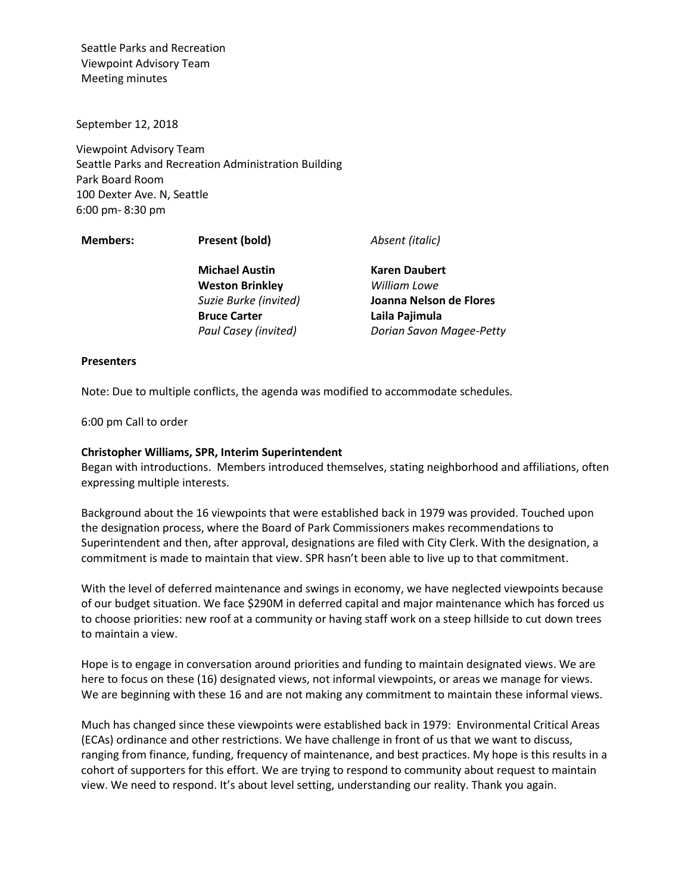Seattle Parks and Recreation
Viewpoint Advisory Team
Meeting minutes

September 12, 2018

Viewpoint Advisory Team
Seattle Parks and Recreation Administration Building
Park Board Room
100 Dexter Ave. N, Seattle
6:00 pm- 8:30 pm

| **Members:** | **Present (bold)** | *Absent (italic)* |
|---|---|---|
| | **Michael Austin** | **Karen Daubert** |
| | **Weston Brinkley** | *William Lowe* |
| | *Suzie Burke (invited)* | **Joanna Nelson de Flores** |
| | **Bruce Carter** | **Laila Pajimula** |
| | *Paul Casey (invited)* | *Dorian Savon Magee-Petty* |

**Presenters**

Note: Due to multiple conflicts, the agenda was modified to accommodate schedules.

6:00 pm Call to order

**Christopher Williams, SPR, Interim Superintendent**
Began with introductions. Members introduced themselves, stating neighborhood and affiliations, often expressing multiple interests.

Background about the 16 viewpoints that were established back in 1979 was provided. Touched upon the designation process, where the Board of Park Commissioners makes recommendations to Superintendent and then, after approval, designations are filed with City Clerk. With the designation, a commitment is made to maintain that view. SPR hasn't been able to live up to that commitment.

With the level of deferred maintenance and swings in economy, we have neglected viewpoints because of our budget situation. We face $290M in deferred capital and major maintenance which has forced us to choose priorities: new roof at a community or having staff work on a steep hillside to cut down trees to maintain a view.

Hope is to engage in conversation around priorities and funding to maintain designated views. We are here to focus on these (16) designated views, not informal viewpoints, or areas we manage for views. We are beginning with these 16 and are not making any commitment to maintain these informal views.

Much has changed since these viewpoints were established back in 1979: Environmental Critical Areas (ECAs) ordinance and other restrictions. We have challenge in front of us that we want to discuss, ranging from finance, funding, frequency of maintenance, and best practices. My hope is this results in a cohort of supporters for this effort. We are trying to respond to community about request to maintain view. We need to respond. It's about level setting, understanding our reality. Thank you again.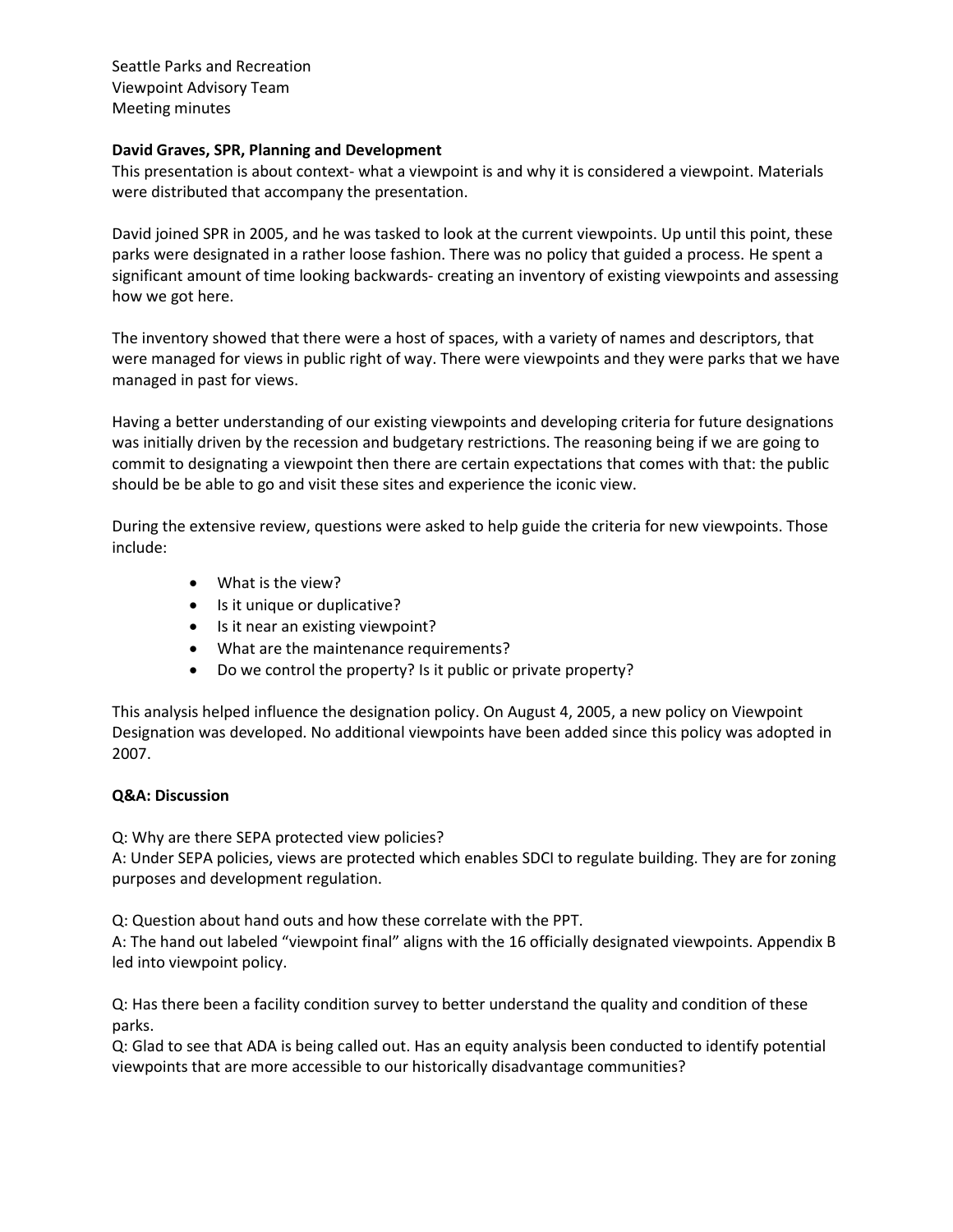Seattle Parks and Recreation
Viewpoint Advisory Team
Meeting minutes

**David Graves, SPR, Planning and Development**

This presentation is about context- what a viewpoint is and why it is considered a viewpoint. Materials were distributed that accompany the presentation.

David joined SPR in 2005, and he was tasked to look at the current viewpoints. Up until this point, these parks were designated in a rather loose fashion. There was no policy that guided a process. He spent a significant amount of time looking backwards- creating an inventory of existing viewpoints and assessing how we got here.

The inventory showed that there were a host of spaces, with a variety of names and descriptors, that were managed for views in public right of way. There were viewpoints and they were parks that we have managed in past for views.

Having a better understanding of our existing viewpoints and developing criteria for future designations was initially driven by the recession and budgetary restrictions. The reasoning being if we are going to commit to designating a viewpoint then there are certain expectations that comes with that: the public should be be able to go and visit these sites and experience the iconic view.

During the extensive review, questions were asked to help guide the criteria for new viewpoints. Those include:

- What is the view?
- Is it unique or duplicative?
- Is it near an existing viewpoint?
- What are the maintenance requirements?
- Do we control the property? Is it public or private property?

This analysis helped influence the designation policy. On August 4, 2005, a new policy on Viewpoint Designation was developed. No additional viewpoints have been added since this policy was adopted in 2007.

**Q&A: Discussion**

Q: Why are there SEPA protected view policies?
A: Under SEPA policies, views are protected which enables SDCI to regulate building. They are for zoning purposes and development regulation.

Q: Question about hand outs and how these correlate with the PPT.
A: The hand out labeled "viewpoint final" aligns with the 16 officially designated viewpoints. Appendix B led into viewpoint policy.

Q: Has there been a facility condition survey to better understand the quality and condition of these parks.
Q: Glad to see that ADA is being called out. Has an equity analysis been conducted to identify potential viewpoints that are more accessible to our historically disadvantage communities?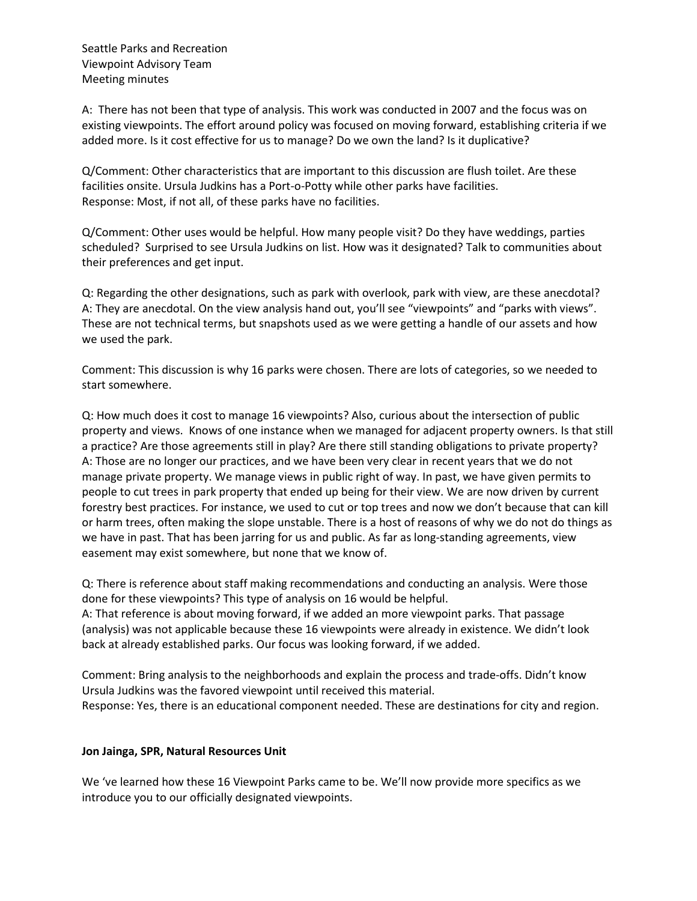A: There has not been that type of analysis. This work was conducted in 2007 and the focus was on existing viewpoints. The effort around policy was focused on moving forward, establishing criteria if we added more. Is it cost effective for us to manage? Do we own the land? Is it duplicative?

Q/Comment: Other characteristics that are important to this discussion are flush toilet. Are these facilities onsite. Ursula Judkins has a Port-o-Potty while other parks have facilities.
Response: Most, if not all, of these parks have no facilities.

Q/Comment: Other uses would be helpful. How many people visit? Do they have weddings, parties scheduled? Surprised to see Ursula Judkins on list. How was it designated? Talk to communities about their preferences and get input.

Q: Regarding the other designations, such as park with overlook, park with view, are these anecdotal?
A: They are anecdotal. On the view analysis hand out, you'll see "viewpoints" and "parks with views". These are not technical terms, but snapshots used as we were getting a handle of our assets and how we used the park.

Comment: This discussion is why 16 parks were chosen. There are lots of categories, so we needed to start somewhere.

Q: How much does it cost to manage 16 viewpoints? Also, curious about the intersection of public property and views. Knows of one instance when we managed for adjacent property owners. Is that still a practice? Are those agreements still in play? Are there still standing obligations to private property?
A: Those are no longer our practices, and we have been very clear in recent years that we do not manage private property. We manage views in public right of way. In past, we have given permits to people to cut trees in park property that ended up being for their view. We are now driven by current forestry best practices. For instance, we used to cut or top trees and now we don't because that can kill or harm trees, often making the slope unstable. There is a host of reasons of why we do not do things as we have in past. That has been jarring for us and public. As far as long-standing agreements, view easement may exist somewhere, but none that we know of.

Q: There is reference about staff making recommendations and conducting an analysis. Were those done for these viewpoints? This type of analysis on 16 would be helpful.
A: That reference is about moving forward, if we added an more viewpoint parks. That passage (analysis) was not applicable because these 16 viewpoints were already in existence. We didn't look back at already established parks. Our focus was looking forward, if we added.

Comment: Bring analysis to the neighborhoods and explain the process and trade-offs. Didn't know Ursula Judkins was the favored viewpoint until received this material.
Response: Yes, there is an educational component needed. These are destinations for city and region.

**Jon Jainga, SPR, Natural Resources Unit**

We 've learned how these 16 Viewpoint Parks came to be. We'll now provide more specifics as we introduce you to our officially designated viewpoints.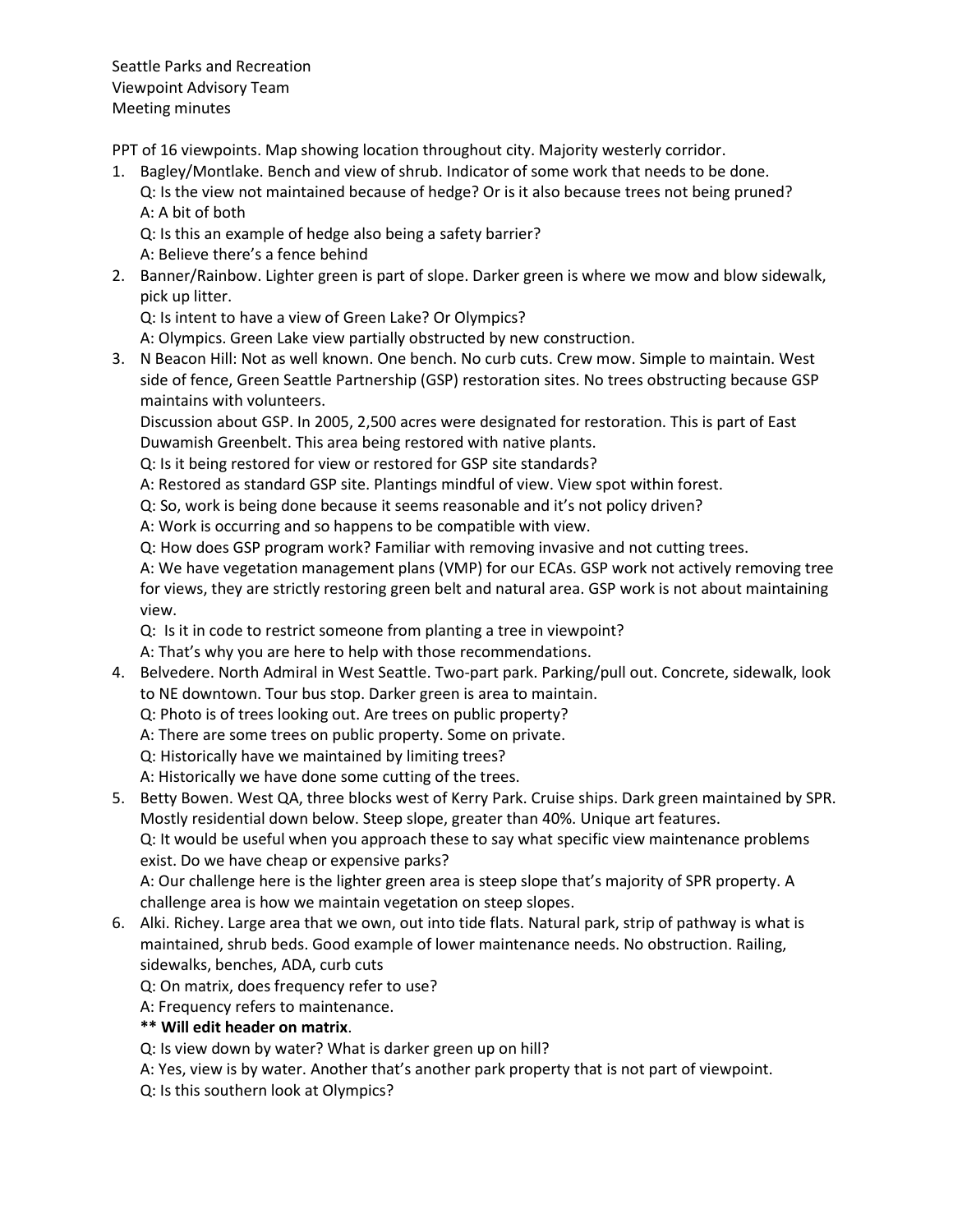Seattle Parks and Recreation
Viewpoint Advisory Team
Meeting minutes

PPT of 16 viewpoints. Map showing location throughout city. Majority westerly corridor.

1. Bagley/Montlake. Bench and view of shrub. Indicator of some work that needs to be done.
   Q: Is the view not maintained because of hedge? Or is it also because trees not being pruned?
   A: A bit of both
   Q: Is this an example of hedge also being a safety barrier?
   A: Believe there's a fence behind
2. Banner/Rainbow. Lighter green is part of slope. Darker green is where we mow and blow sidewalk, pick up litter.
   Q: Is intent to have a view of Green Lake? Or Olympics?
   A: Olympics. Green Lake view partially obstructed by new construction.
3. N Beacon Hill: Not as well known. One bench. No curb cuts. Crew mow. Simple to maintain. West side of fence, Green Seattle Partnership (GSP) restoration sites. No trees obstructing because GSP maintains with volunteers.
   Discussion about GSP. In 2005, 2,500 acres were designated for restoration. This is part of East Duwamish Greenbelt. This area being restored with native plants.
   Q: Is it being restored for view or restored for GSP site standards?
   A: Restored as standard GSP site. Plantings mindful of view. View spot within forest.
   Q: So, work is being done because it seems reasonable and it's not policy driven?
   A: Work is occurring and so happens to be compatible with view.
   Q: How does GSP program work? Familiar with removing invasive and not cutting trees.
   A: We have vegetation management plans (VMP) for our ECAs. GSP work not actively removing tree for views, they are strictly restoring green belt and natural area. GSP work is not about maintaining view.
   Q: Is it in code to restrict someone from planting a tree in viewpoint?
   A: That's why you are here to help with those recommendations.
4. Belvedere. North Admiral in West Seattle. Two-part park. Parking/pull out. Concrete, sidewalk, look to NE downtown. Tour bus stop. Darker green is area to maintain.
   Q: Photo is of trees looking out. Are trees on public property?
   A: There are some trees on public property. Some on private.
   Q: Historically have we maintained by limiting trees?
   A: Historically we have done some cutting of the trees.
5. Betty Bowen. West QA, three blocks west of Kerry Park. Cruise ships. Dark green maintained by SPR. Mostly residential down below. Steep slope, greater than 40%. Unique art features.
   Q: It would be useful when you approach these to say what specific view maintenance problems exist. Do we have cheap or expensive parks?
   A: Our challenge here is the lighter green area is steep slope that's majority of SPR property. A challenge area is how we maintain vegetation on steep slopes.
6. Alki. Richey. Large area that we own, out into tide flats. Natural park, strip of pathway is what is maintained, shrub beds. Good example of lower maintenance needs. No obstruction. Railing, sidewalks, benches, ADA, curb cuts
   Q: On matrix, does frequency refer to use?
   A: Frequency refers to maintenance.
   **** Will edit header on matrix**.
   Q: Is view down by water? What is darker green up on hill?
   A: Yes, view is by water. Another that's another park property that is not part of viewpoint.
   Q: Is this southern look at Olympics?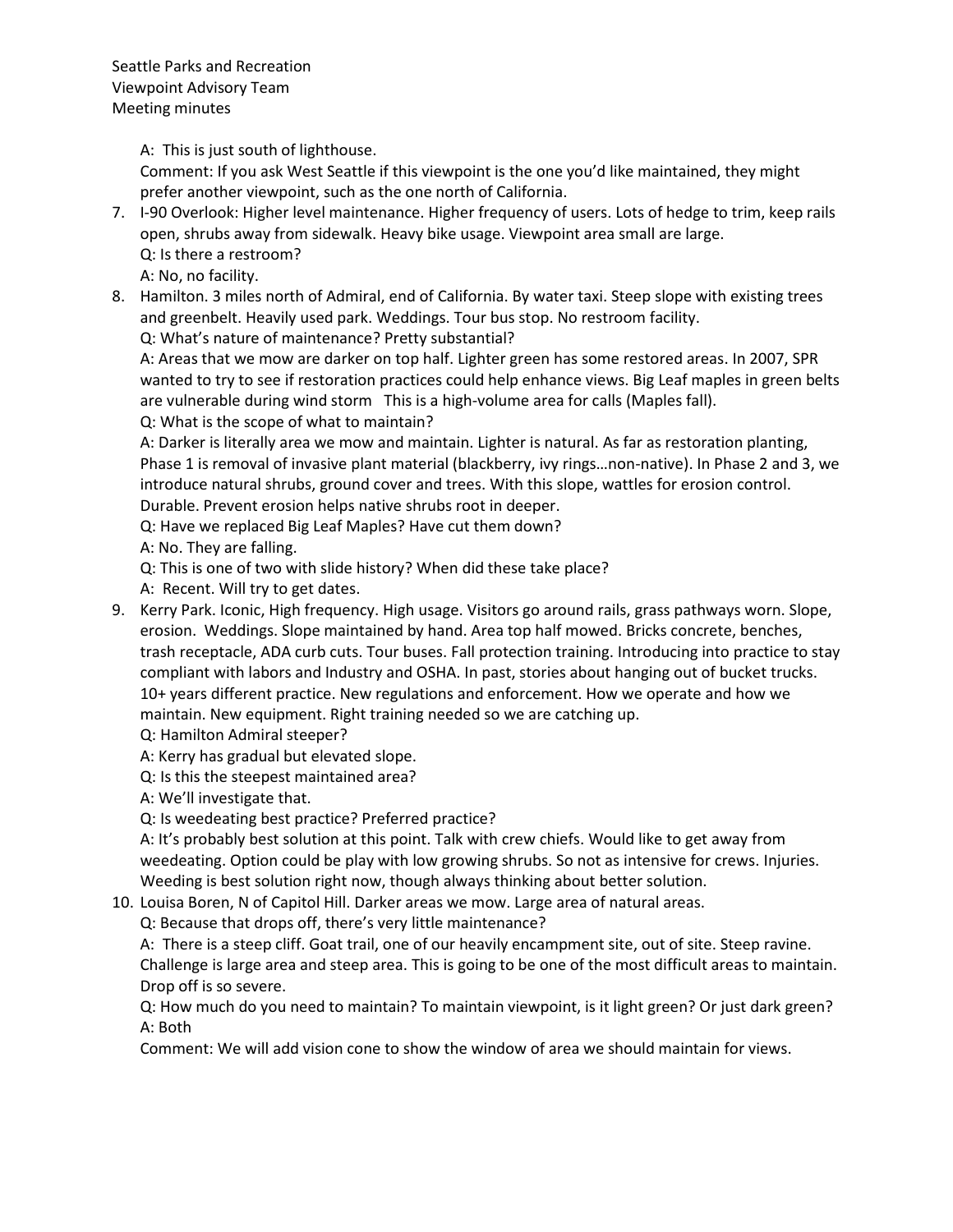A: This is just south of lighthouse.

Comment: If you ask West Seattle if this viewpoint is the one you'd like maintained, they might prefer another viewpoint, such as the one north of California.

7. I-90 Overlook: Higher level maintenance. Higher frequency of users. Lots of hedge to trim, keep rails open, shrubs away from sidewalk. Heavy bike usage. Viewpoint area small are large.
   Q: Is there a restroom?
   A: No, no facility.
8. Hamilton. 3 miles north of Admiral, end of California. By water taxi. Steep slope with existing trees and greenbelt. Heavily used park. Weddings. Tour bus stop. No restroom facility.
   Q: What's nature of maintenance? Pretty substantial?
   A: Areas that we mow are darker on top half. Lighter green has some restored areas. In 2007, SPR wanted to try to see if restoration practices could help enhance views. Big Leaf maples in green belts are vulnerable during wind storm This is a high-volume area for calls (Maples fall).
   Q: What is the scope of what to maintain?
   A: Darker is literally area we mow and maintain. Lighter is natural. As far as restoration planting, Phase 1 is removal of invasive plant material (blackberry, ivy rings…non-native). In Phase 2 and 3, we introduce natural shrubs, ground cover and trees. With this slope, wattles for erosion control. Durable. Prevent erosion helps native shrubs root in deeper.
   Q: Have we replaced Big Leaf Maples? Have cut them down?
   A: No. They are falling.
   Q: This is one of two with slide history? When did these take place?
   A: Recent. Will try to get dates.
9. Kerry Park. Iconic, High frequency. High usage. Visitors go around rails, grass pathways worn. Slope, erosion. Weddings. Slope maintained by hand. Area top half mowed. Bricks concrete, benches, trash receptacle, ADA curb cuts. Tour buses. Fall protection training. Introducing into practice to stay compliant with labors and Industry and OSHA. In past, stories about hanging out of bucket trucks. 10+ years different practice. New regulations and enforcement. How we operate and how we maintain. New equipment. Right training needed so we are catching up.
   Q: Hamilton Admiral steeper?
   A: Kerry has gradual but elevated slope.
   Q: Is this the steepest maintained area?
   A: We'll investigate that.
   Q: Is weedeating best practice? Preferred practice?
   A: It's probably best solution at this point. Talk with crew chiefs. Would like to get away from weedeating. Option could be play with low growing shrubs. So not as intensive for crews. Injuries. Weeding is best solution right now, though always thinking about better solution.
10. Louisa Boren, N of Capitol Hill. Darker areas we mow. Large area of natural areas.
    Q: Because that drops off, there's very little maintenance?
    A: There is a steep cliff. Goat trail, one of our heavily encampment site, out of site. Steep ravine. Challenge is large area and steep area. This is going to be one of the most difficult areas to maintain. Drop off is so severe.
    Q: How much do you need to maintain? To maintain viewpoint, is it light green? Or just dark green?
    A: Both
    Comment: We will add vision cone to show the window of area we should maintain for views.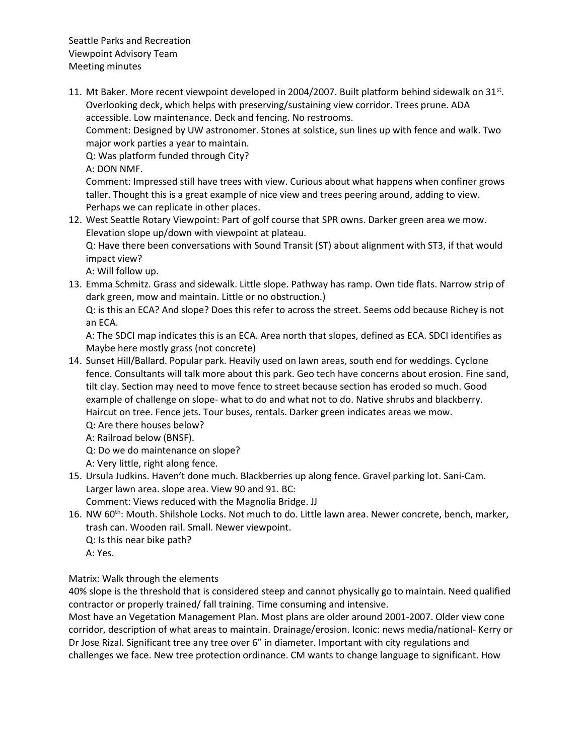Seattle Parks and Recreation
Viewpoint Advisory Team
Meeting minutes

11. Mt Baker. More recent viewpoint developed in 2004/2007. Built platform behind sidewalk on 31st. Overlooking deck, which helps with preserving/sustaining view corridor. Trees prune. ADA accessible. Low maintenance. Deck and fencing. No restrooms.
    Comment: Designed by UW astronomer. Stones at solstice, sun lines up with fence and walk. Two major work parties a year to maintain.
    Q: Was platform funded through City?
    A: DON NMF.
    Comment: Impressed still have trees with view. Curious about what happens when confiner grows taller. Thought this is a great example of nice view and trees peering around, adding to view. Perhaps we can replicate in other places.
12. West Seattle Rotary Viewpoint: Part of golf course that SPR owns. Darker green area we mow. Elevation slope up/down with viewpoint at plateau.
    Q: Have there been conversations with Sound Transit (ST) about alignment with ST3, if that would impact view?
    A: Will follow up.
13. Emma Schmitz. Grass and sidewalk. Little slope. Pathway has ramp. Own tide flats. Narrow strip of dark green, mow and maintain. Little or no obstruction.)
    Q: is this an ECA? And slope? Does this refer to across the street. Seems odd because Richey is not an ECA.
    A: The SDCI map indicates this is an ECA. Area north that slopes, defined as ECA. SDCI identifies as Maybe here mostly grass (not concrete)
14. Sunset Hill/Ballard. Popular park. Heavily used on lawn areas, south end for weddings. Cyclone fence. Consultants will talk more about this park. Geo tech have concerns about erosion. Fine sand, tilt clay. Section may need to move fence to street because section has eroded so much. Good example of challenge on slope- what to do and what not to do. Native shrubs and blackberry. Haircut on tree. Fence jets. Tour buses, rentals. Darker green indicates areas we mow.
    Q: Are there houses below?
    A: Railroad below (BNSF).
    Q: Do we do maintenance on slope?
    A: Very little, right along fence.
15. Ursula Judkins. Haven't done much. Blackberries up along fence. Gravel parking lot. Sani-Cam. Larger lawn area. slope area. View 90 and 91. BC:
    Comment: Views reduced with the Magnolia Bridge. JJ
16. NW 60th: Mouth. Shilshole Locks. Not much to do. Little lawn area. Newer concrete, bench, marker, trash can. Wooden rail. Small. Newer viewpoint.
    Q: Is this near bike path?
    A: Yes.

Matrix: Walk through the elements
40% slope is the threshold that is considered steep and cannot physically go to maintain. Need qualified contractor or properly trained/ fall training. Time consuming and intensive.
Most have an Vegetation Management Plan. Most plans are older around 2001-2007. Older view cone corridor, description of what areas to maintain. Drainage/erosion. Iconic: news media/national- Kerry or Dr Jose Rizal. Significant tree any tree over 6" in diameter. Important with city regulations and challenges we face. New tree protection ordinance. CM wants to change language to significant. How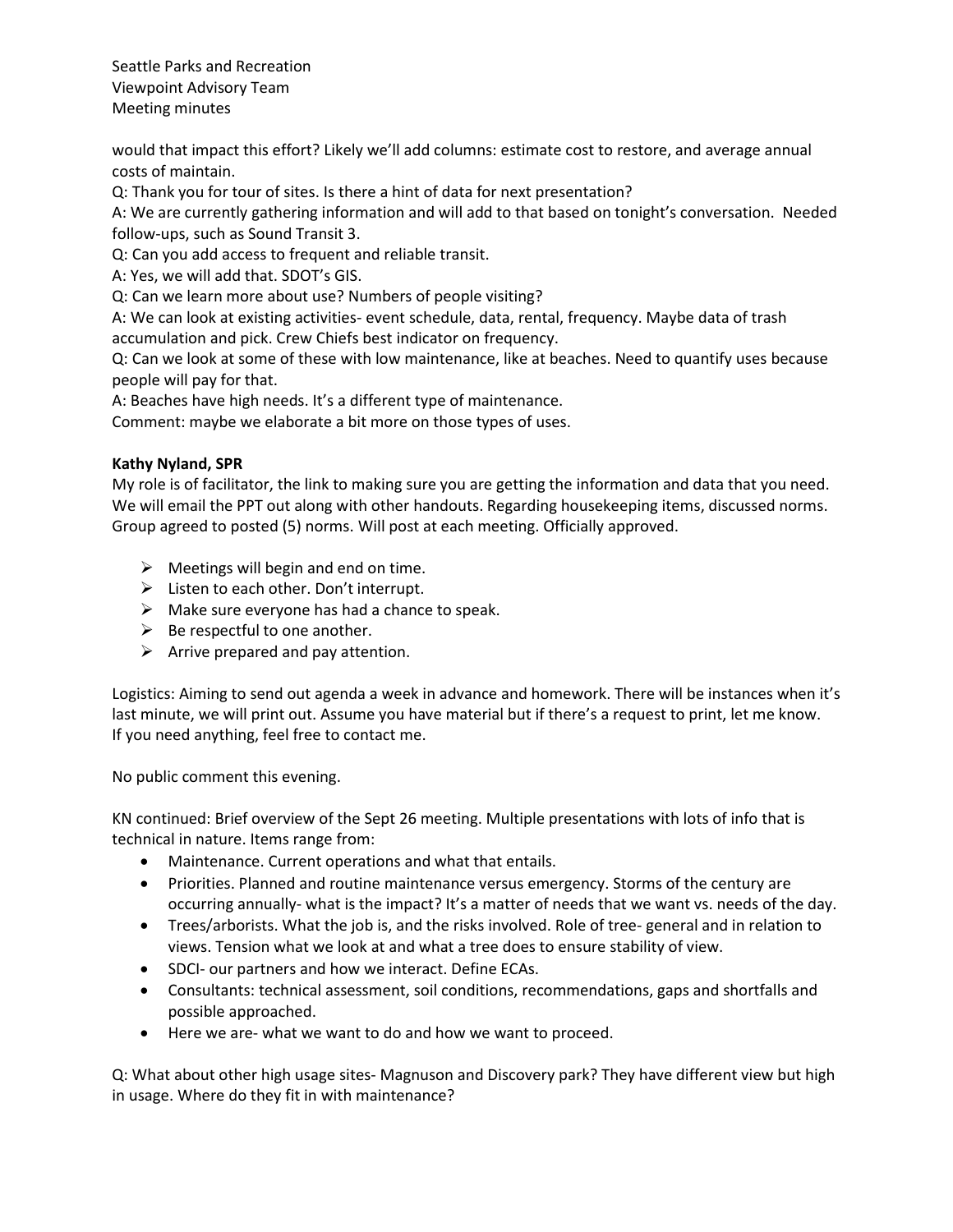would that impact this effort? Likely we'll add columns: estimate cost to restore, and average annual costs of maintain.

Q: Thank you for tour of sites. Is there a hint of data for next presentation?

A: We are currently gathering information and will add to that based on tonight's conversation. Needed follow-ups, such as Sound Transit 3.

Q: Can you add access to frequent and reliable transit.

A: Yes, we will add that. SDOT's GIS.

Q: Can we learn more about use? Numbers of people visiting?

A: We can look at existing activities- event schedule, data, rental, frequency. Maybe data of trash accumulation and pick. Crew Chiefs best indicator on frequency.

Q: Can we look at some of these with low maintenance, like at beaches. Need to quantify uses because people will pay for that.

A: Beaches have high needs. It's a different type of maintenance.

Comment: maybe we elaborate a bit more on those types of uses.

**Kathy Nyland, SPR**

My role is of facilitator, the link to making sure you are getting the information and data that you need. We will email the PPT out along with other handouts. Regarding housekeeping items, discussed norms. Group agreed to posted (5) norms. Will post at each meeting. Officially approved.

- Meetings will begin and end on time.
- Listen to each other. Don't interrupt.
- Make sure everyone has had a chance to speak.
- Be respectful to one another.
- Arrive prepared and pay attention.

Logistics: Aiming to send out agenda a week in advance and homework. There will be instances when it's last minute, we will print out. Assume you have material but if there's a request to print, let me know. If you need anything, feel free to contact me.

No public comment this evening.

KN continued: Brief overview of the Sept 26 meeting. Multiple presentations with lots of info that is technical in nature. Items range from:

- Maintenance. Current operations and what that entails.
- Priorities. Planned and routine maintenance versus emergency. Storms of the century are occurring annually- what is the impact? It's a matter of needs that we want vs. needs of the day.
- Trees/arborists. What the job is, and the risks involved. Role of tree- general and in relation to views. Tension what we look at and what a tree does to ensure stability of view.
- SDCI- our partners and how we interact. Define ECAs.
- Consultants: technical assessment, soil conditions, recommendations, gaps and shortfalls and possible approached.
- Here we are- what we want to do and how we want to proceed.

Q: What about other high usage sites- Magnuson and Discovery park? They have different view but high in usage. Where do they fit in with maintenance?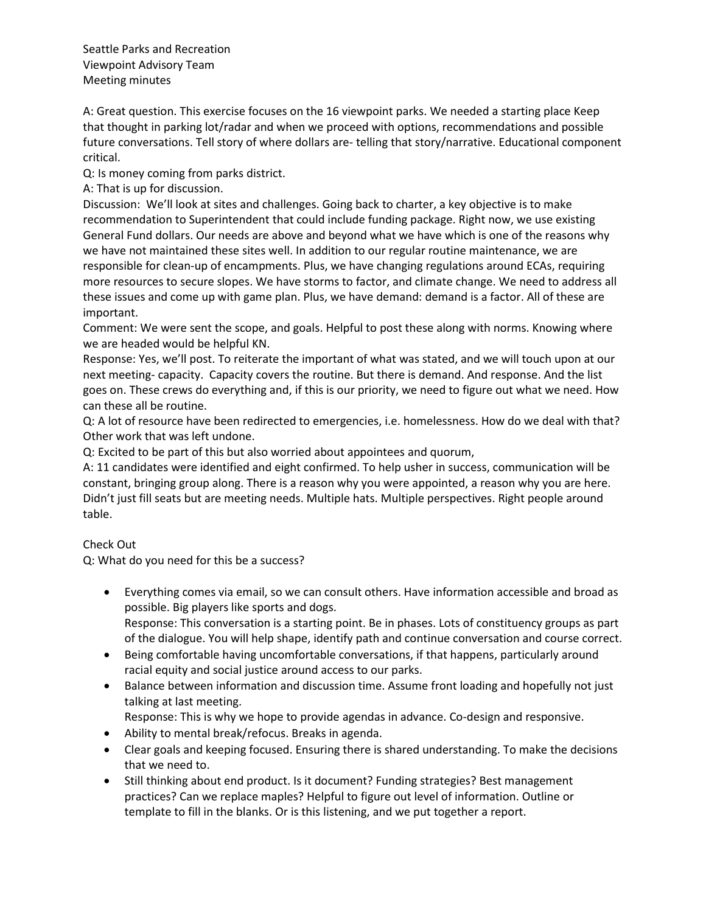Seattle Parks and Recreation
Viewpoint Advisory Team
Meeting minutes

A: Great question. This exercise focuses on the 16 viewpoint parks. We needed a starting place Keep that thought in parking lot/radar and when we proceed with options, recommendations and possible future conversations. Tell story of where dollars are- telling that story/narrative. Educational component critical.

Q: Is money coming from parks district.

A: That is up for discussion.

Discussion: We'll look at sites and challenges. Going back to charter, a key objective is to make recommendation to Superintendent that could include funding package. Right now, we use existing General Fund dollars. Our needs are above and beyond what we have which is one of the reasons why we have not maintained these sites well. In addition to our regular routine maintenance, we are responsible for clean-up of encampments. Plus, we have changing regulations around ECAs, requiring more resources to secure slopes. We have storms to factor, and climate change. We need to address all these issues and come up with game plan. Plus, we have demand: demand is a factor. All of these are important.

Comment: We were sent the scope, and goals. Helpful to post these along with norms. Knowing where we are headed would be helpful KN.

Response: Yes, we'll post. To reiterate the important of what was stated, and we will touch upon at our next meeting- capacity. Capacity covers the routine. But there is demand. And response. And the list goes on. These crews do everything and, if this is our priority, we need to figure out what we need. How can these all be routine.

Q: A lot of resource have been redirected to emergencies, i.e. homelessness. How do we deal with that? Other work that was left undone.

Q: Excited to be part of this but also worried about appointees and quorum,

A: 11 candidates were identified and eight confirmed. To help usher in success, communication will be constant, bringing group along. There is a reason why you were appointed, a reason why you are here. Didn't just fill seats but are meeting needs. Multiple hats. Multiple perspectives. Right people around table.

Check Out

Q: What do you need for this be a success?

- Everything comes via email, so we can consult others. Have information accessible and broad as possible. Big players like sports and dogs.
  Response: This conversation is a starting point. Be in phases. Lots of constituency groups as part of the dialogue. You will help shape, identify path and continue conversation and course correct.
- Being comfortable having uncomfortable conversations, if that happens, particularly around racial equity and social justice around access to our parks.
- Balance between information and discussion time. Assume front loading and hopefully not just talking at last meeting.
  Response: This is why we hope to provide agendas in advance. Co-design and responsive.
- Ability to mental break/refocus. Breaks in agenda.
- Clear goals and keeping focused. Ensuring there is shared understanding. To make the decisions that we need to.
- Still thinking about end product. Is it document? Funding strategies? Best management practices? Can we replace maples? Helpful to figure out level of information. Outline or template to fill in the blanks. Or is this listening, and we put together a report.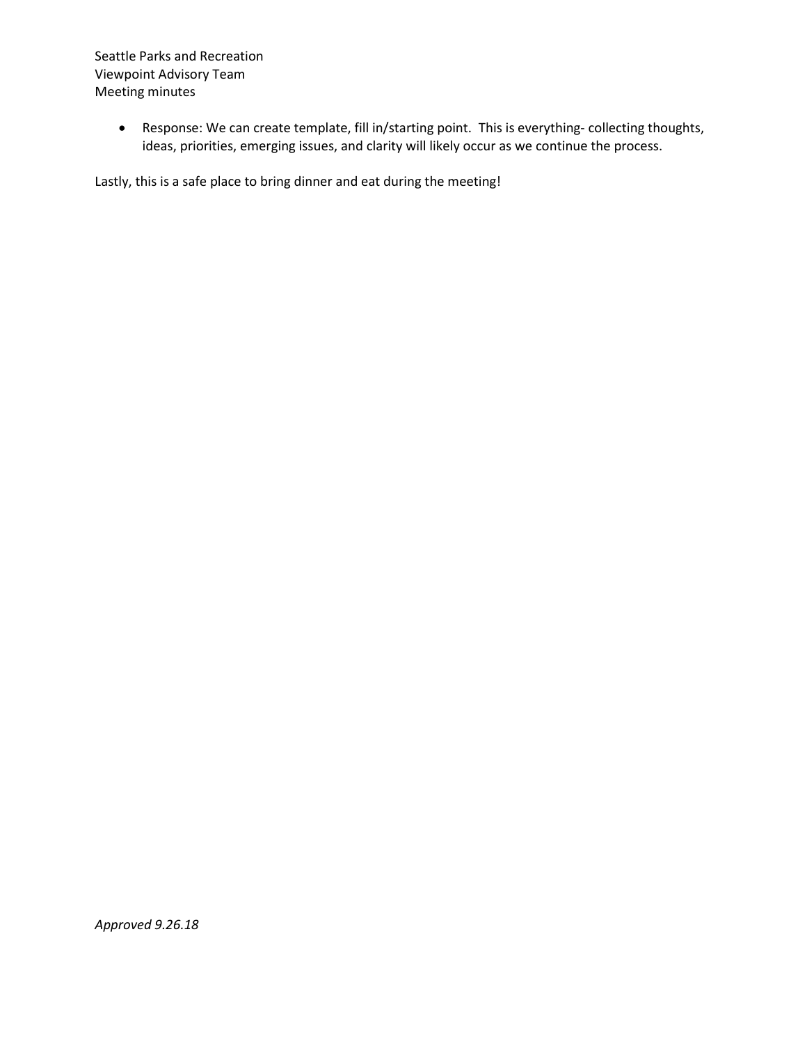- Response: We can create template, fill in/starting point.  This is everything- collecting thoughts, ideas, priorities, emerging issues, and clarity will likely occur as we continue the process.

Lastly, this is a safe place to bring dinner and eat during the meeting!

*Approved 9.26.18*